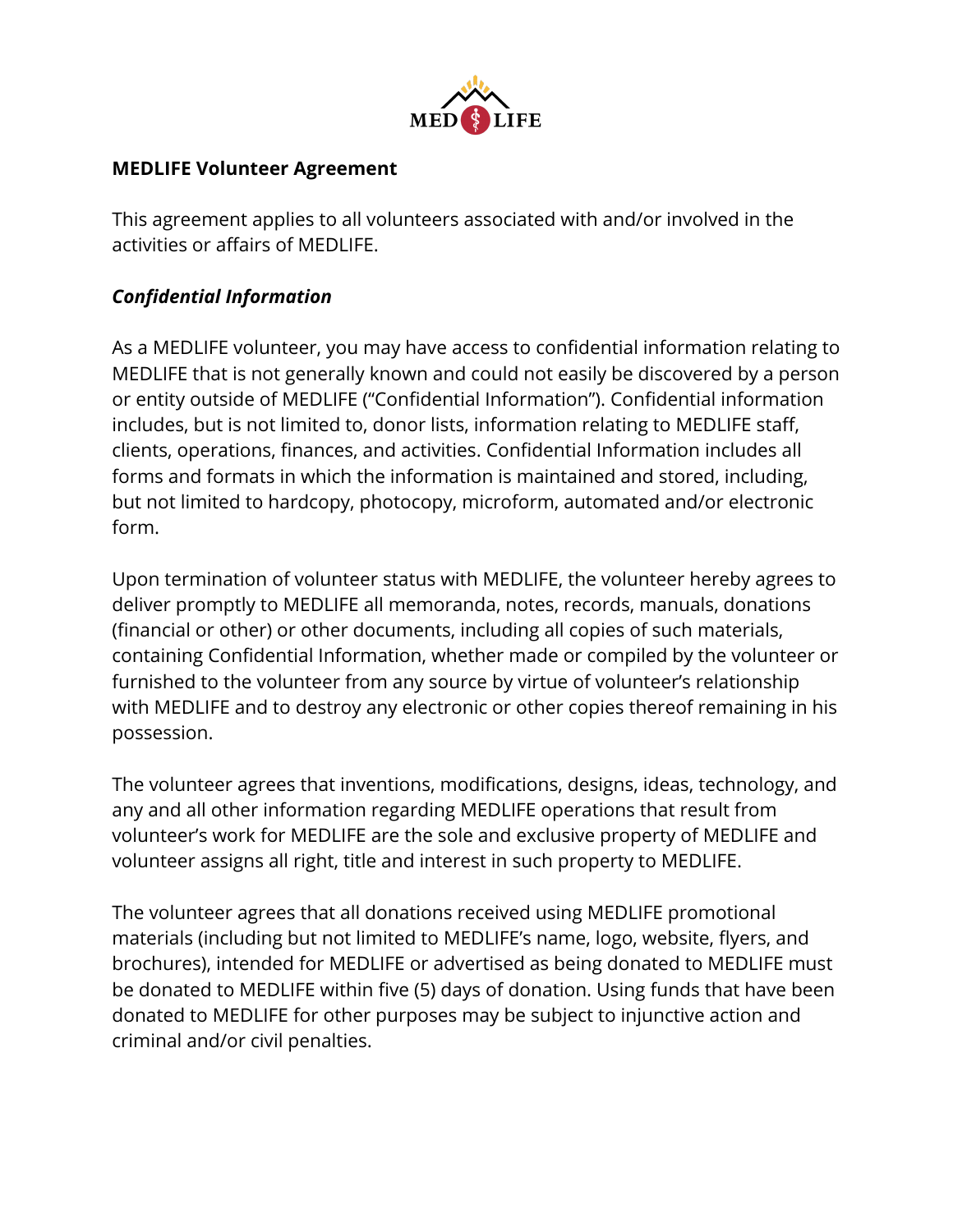# MEDLIFE Volunteer Agreement

This agreement applies to all volunteers associated with and/or involved in the activities or affairs of MEDLIFE.

## *Confidential Information*

As a MEDLIFE volunteer, you may have access to confidential information relating to MEDLIFE that is not generally known and could not easily be discovered by a person or entity outside of MEDLIFE ("Confidential Information"). Confidential information includes, but is not limited to, donor lists, information relating to MEDLIFE staff, clients, operations, finances, and activities. Confidential Information includes all forms and formats in which the information is maintained and stored, including, but not limited to hardcopy, photocopy, microform, automated and/or electronic form.

Upon termination of volunteer status with MEDLIFE, the volunteer hereby agrees to deliver promptly to MEDLIFE all memoranda, notes, records, manuals, donations (financial or other) or other documents, including all copies of such materials, containing Confidential Information, whether made or compiled by the volunteer or furnished to the volunteer from any source by virtue of volunteer's relationship with MEDLIFE and to destroy any electronic or other copies thereof remaining in his possession.

The volunteer agrees that inventions, modifications, designs, ideas, technology, and any and all other information regarding MEDLIFE operations that result from volunteer's work for MEDLIFE are the sole and exclusive property of MEDLIFE and volunteer assigns all right, title and interest in such property to MEDLIFE.

The volunteer agrees that all donations received using MEDLIFE promotional materials (including but not limited to MEDLIFE's name, logo, website, flyers, and brochures), intended for MEDLIFE or advertised as being donated to MEDLIFE must be donated to MEDLIFE within five (5) days of donation. Using funds that have been donated to MEDLIFE for other purposes may be subject to injunctive action and criminal and/or civil penalties.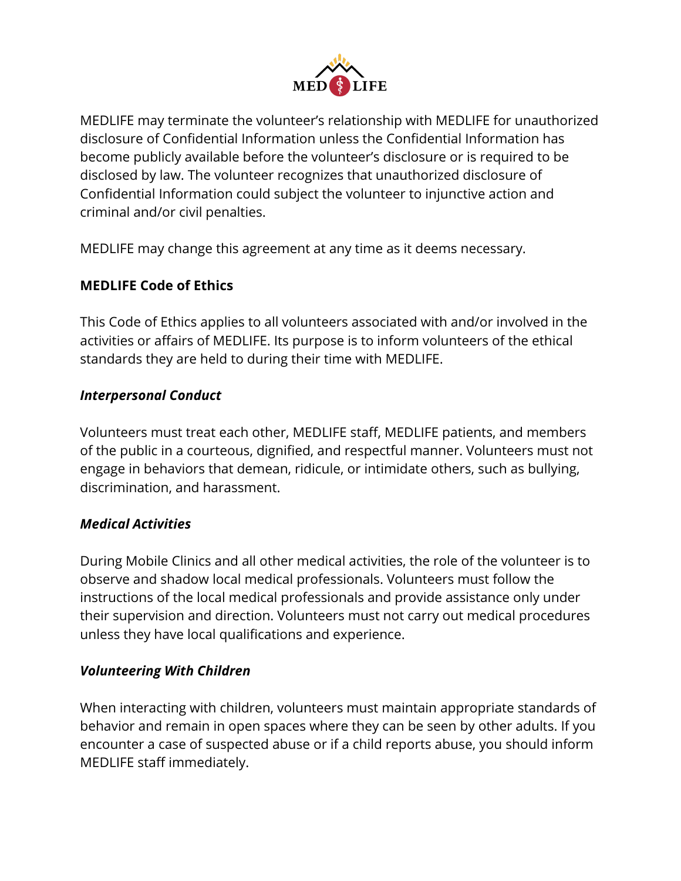MEDLIFE may terminate the volunteer's relationship with MEDLIFE for unauthorized disclosure of Confidential Information unless the Confidential Information has become publicly available before the volunteer's disclosure or is required to be disclosed by law. The volunteer recognizes that unauthorized disclosure of Confidential Information could subject the volunteer to injunctive action and criminal and/or civil penalties.

MEDLIFE may change this agreement at any time as it deems necessary.

## MEDLIFE Code of Ethics

This Code of Ethics applies to all volunteers associated with and/or involved in the activities or affairs of MEDLIFE. Its purpose is to inform volunteers of the ethical standards they are held to during their time with MEDLIFE.

### *Interpersonal Conduct*

Volunteers must treat each other, MEDLIFE staff, MEDLIFE patients, and members of the public in a courteous, dignified, and respectful manner. Volunteers must not engage in behaviors that demean, ridicule, or intimidate others, such as bullying, discrimination, and harassment.

### *Medical Activities*

During Mobile Clinics and all other medical activities, the role of the volunteer is to observe and shadow local medical professionals. Volunteers must follow the instructions of the local medical professionals and provide assistance only under their supervision and direction. Volunteers must not carry out medical procedures unless they have local qualifications and experience.

### *Volunteering With Children*

When interacting with children, volunteers must maintain appropriate standards of behavior and remain in open spaces where they can be seen by other adults. If you encounter a case of suspected abuse or if a child reports abuse, you should inform MEDLIFE staff immediately.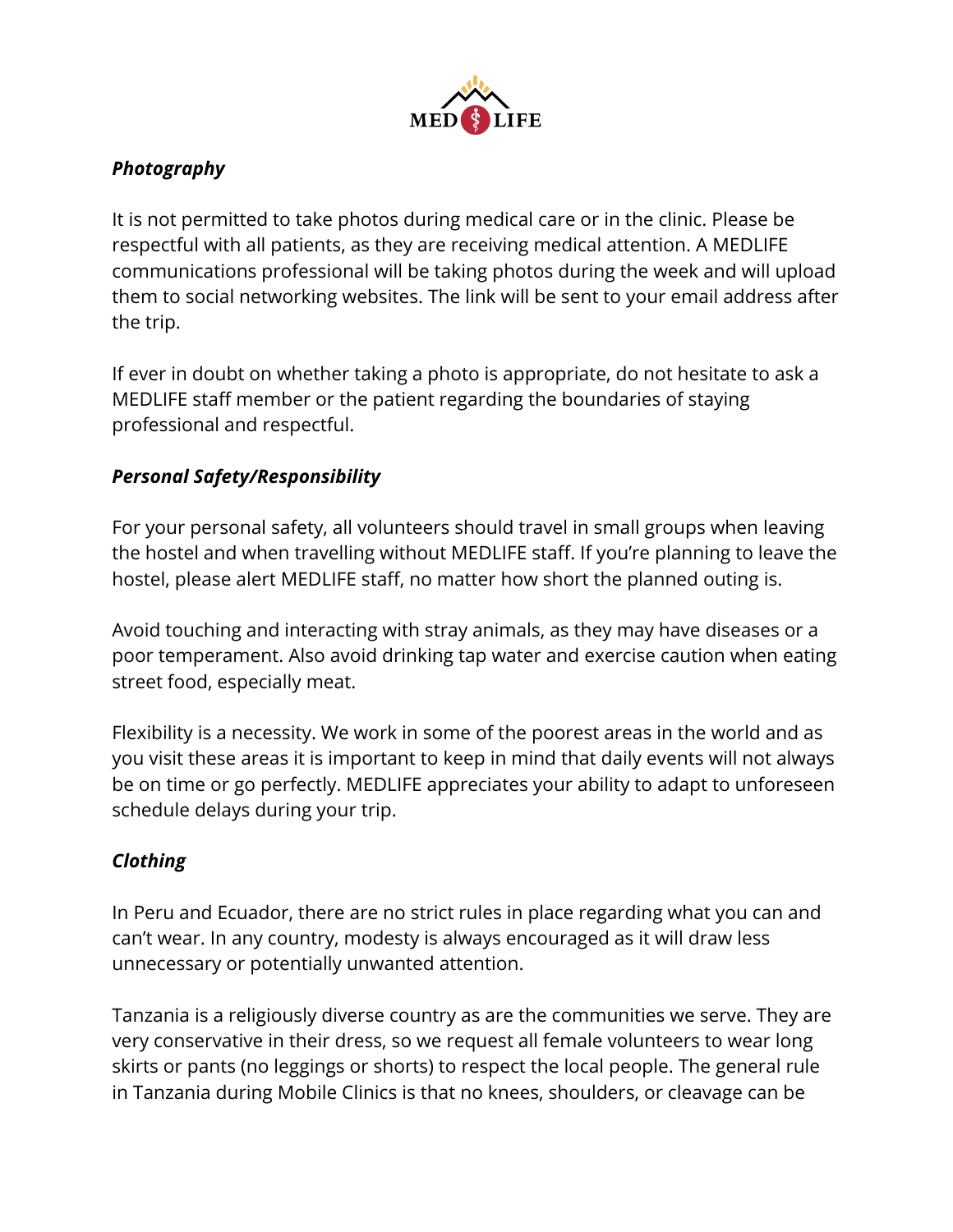***Photography***

It is not permitted to take photos during medical care or in the clinic. Please be respectful with all patients, as they are receiving medical attention. A MEDLIFE communications professional will be taking photos during the week and will upload them to social networking websites. The link will be sent to your email address after the trip.

If ever in doubt on whether taking a photo is appropriate, do not hesitate to ask a MEDLIFE staff member or the patient regarding the boundaries of staying professional and respectful.

***Personal Safety/Responsibility***

For your personal safety, all volunteers should travel in small groups when leaving the hostel and when travelling without MEDLIFE staff. If you're planning to leave the hostel, please alert MEDLIFE staff, no matter how short the planned outing is.

Avoid touching and interacting with stray animals, as they may have diseases or a poor temperament. Also avoid drinking tap water and exercise caution when eating street food, especially meat.

Flexibility is a necessity. We work in some of the poorest areas in the world and as you visit these areas it is important to keep in mind that daily events will not always be on time or go perfectly. MEDLIFE appreciates your ability to adapt to unforeseen schedule delays during your trip.

***Clothing***

In Peru and Ecuador, there are no strict rules in place regarding what you can and can't wear. In any country, modesty is always encouraged as it will draw less unnecessary or potentially unwanted attention.

Tanzania is a religiously diverse country as are the communities we serve. They are very conservative in their dress, so we request all female volunteers to wear long skirts or pants (no leggings or shorts) to respect the local people. The general rule in Tanzania during Mobile Clinics is that no knees, shoulders, or cleavage can be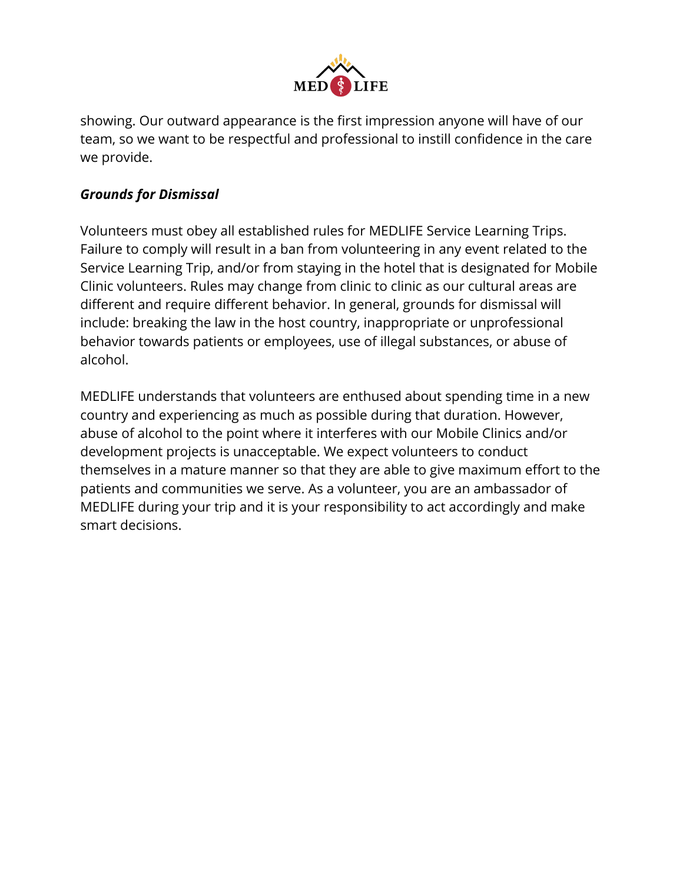showing. Our outward appearance is the first impression anyone will have of our team, so we want to be respectful and professional to instill confidence in the care we provide.

***Grounds for Dismissal***

Volunteers must obey all established rules for MEDLIFE Service Learning Trips. Failure to comply will result in a ban from volunteering in any event related to the Service Learning Trip, and/or from staying in the hotel that is designated for Mobile Clinic volunteers. Rules may change from clinic to clinic as our cultural areas are different and require different behavior. In general, grounds for dismissal will include: breaking the law in the host country, inappropriate or unprofessional behavior towards patients or employees, use of illegal substances, or abuse of alcohol.

MEDLIFE understands that volunteers are enthused about spending time in a new country and experiencing as much as possible during that duration. However, abuse of alcohol to the point where it interferes with our Mobile Clinics and/or development projects is unacceptable. We expect volunteers to conduct themselves in a mature manner so that they are able to give maximum effort to the patients and communities we serve. As a volunteer, you are an ambassador of MEDLIFE during your trip and it is your responsibility to act accordingly and make smart decisions.